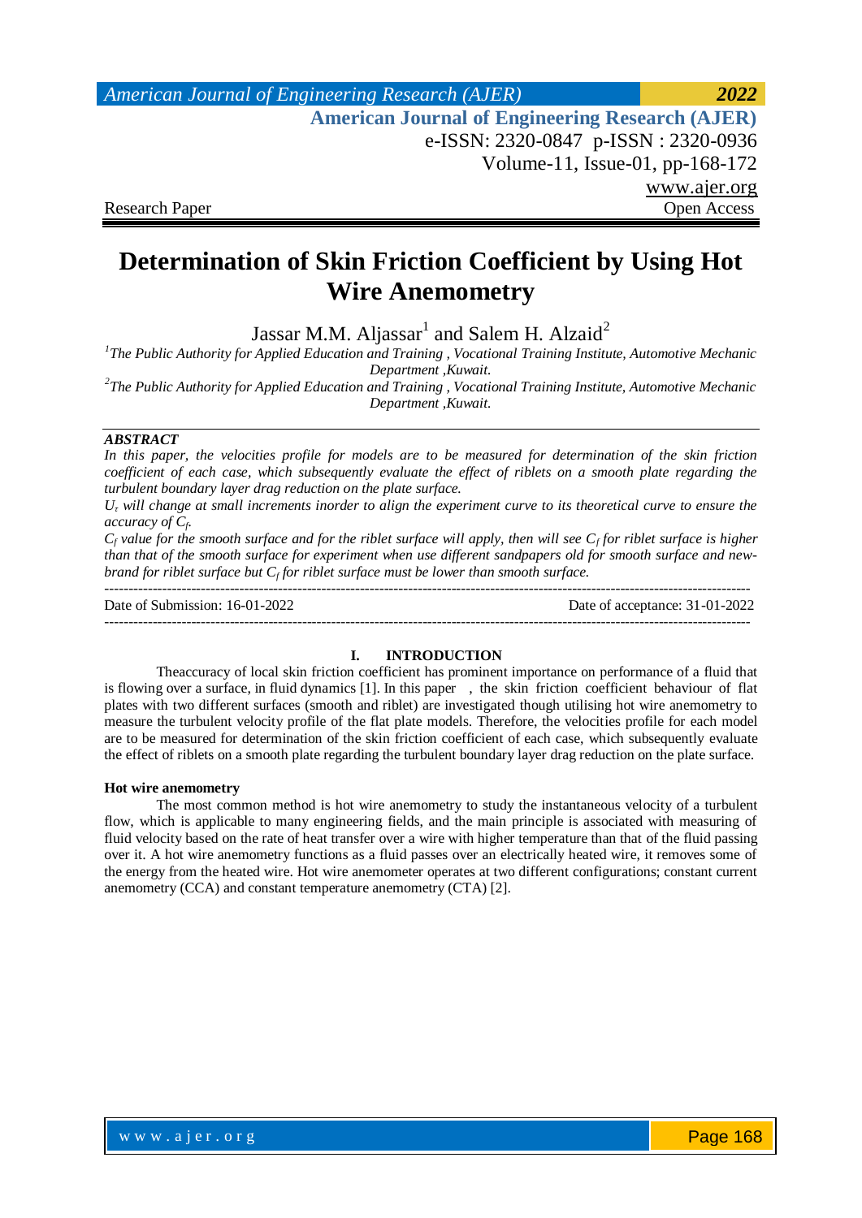Research Paper | Open Access

# Determination of Skin Friction Coefficient by Using Hot Wire Anemometry

Jassar M.M. Aljassar[1] and Salem H. Alzaid[2]

[1]*The Public Authority for Applied Education and Training , Vocational Training Institute, Automotive Mechanic Department ,Kuwait.*

[2]*The Public Authority for Applied Education and Training , Vocational Training Institute, Automotive Mechanic Department ,Kuwait.*

***ABSTRACT***

*In this paper, the velocities profile for models are to be measured for determination of the skin friction coefficient of each case, which subsequently evaluate the effect of riblets on a smooth plate regarding the turbulent boundary layer drag reduction on the plate surface.*

*$U_\tau$ will change at small increments inorder to align the experiment curve to its theoretical curve to ensure the accuracy of $C_f$.*

*$C_f$ value for the smooth surface and for the riblet surface will apply, then will see $C_f$ for riblet surface is higher than that of the smooth surface for experiment when use different sandpapers old for smooth surface and new-brand for riblet surface but $C_f$ for riblet surface must be lower than smooth surface.*

---

Date of Submission: 16-01-2022 | Date of acceptance: 31-01-2022

---

## I. INTRODUCTION

Theaccuracy of local skin friction coefficient has prominent importance on performance of a fluid that is flowing over a surface, in fluid dynamics [1]. In this paper , the skin friction coefficient behaviour of flat plates with two different surfaces (smooth and riblet) are investigated though utilising hot wire anemometry to measure the turbulent velocity profile of the flat plate models. Therefore, the velocities profile for each model are to be measured for determination of the skin friction coefficient of each case, which subsequently evaluate the effect of riblets on a smooth plate regarding the turbulent boundary layer drag reduction on the plate surface.

### Hot wire anemometry

The most common method is hot wire anemometry to study the instantaneous velocity of a turbulent flow, which is applicable to many engineering fields, and the main principle is associated with measuring of fluid velocity based on the rate of heat transfer over a wire with higher temperature than that of the fluid passing over it. A hot wire anemometry functions as a fluid passes over an electrically heated wire, it removes some of the energy from the heated wire. Hot wire anemometer operates at two different configurations; constant current anemometry (CCA) and constant temperature anemometry (CTA) [2].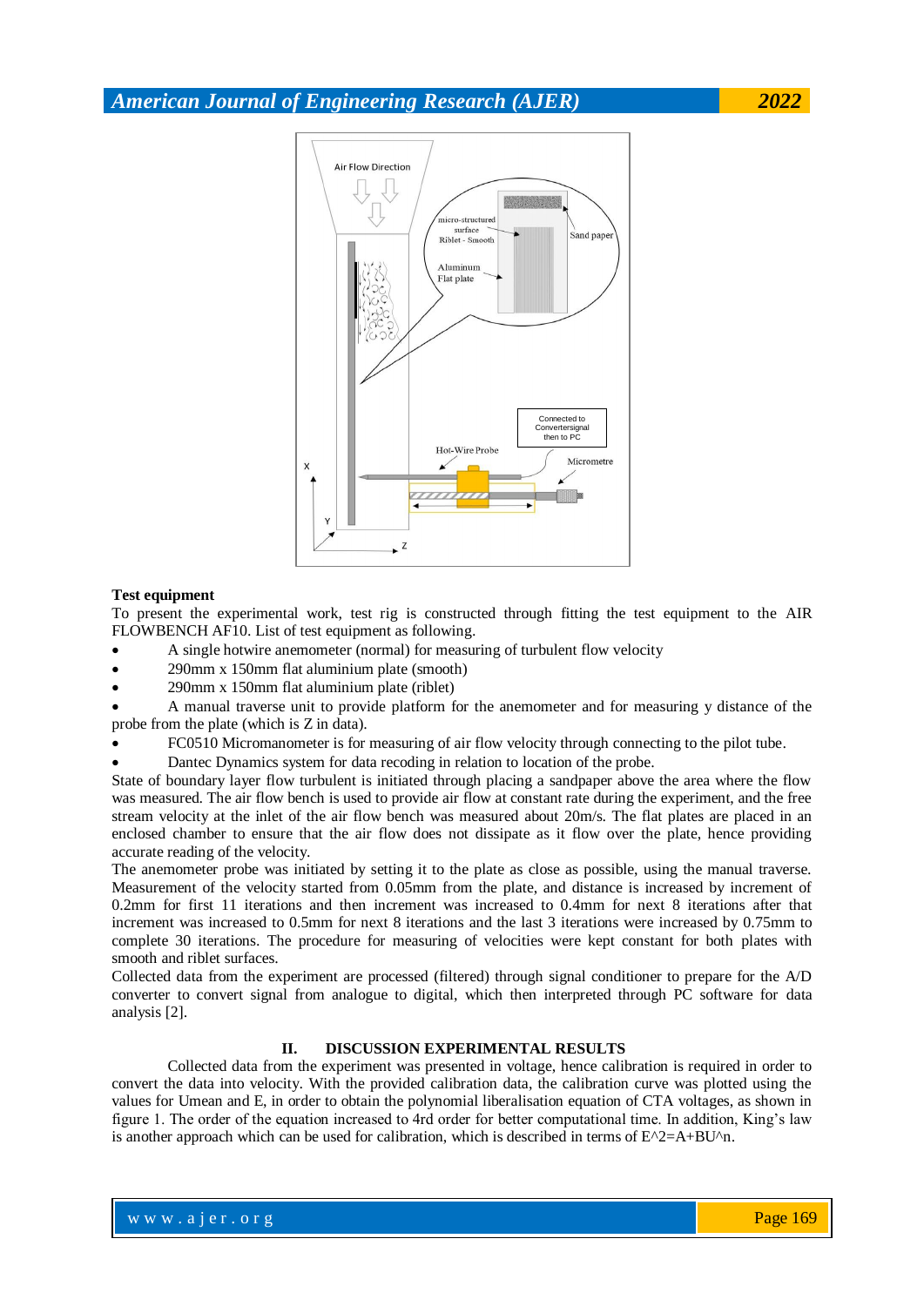**Test equipment**

To present the experimental work, test rig is constructed through fitting the test equipment to the AIR FLOWBENCH AF10. List of test equipment as following.

- A single hotwire anemometer (normal) for measuring of turbulent flow velocity
- 290mm x 150mm flat aluminium plate (smooth)
- 290mm x 150mm flat aluminium plate (riblet)
- A manual traverse unit to provide platform for the anemometer and for measuring y distance of the probe from the plate (which is Z in data).
- FC0510 Micromanometer is for measuring of air flow velocity through connecting to the pilot tube.
- Dantec Dynamics system for data recoding in relation to location of the probe.

State of boundary layer flow turbulent is initiated through placing a sandpaper above the area where the flow was measured. The air flow bench is used to provide air flow at constant rate during the experiment, and the free stream velocity at the inlet of the air flow bench was measured about 20m/s. The flat plates are placed in an enclosed chamber to ensure that the air flow does not dissipate as it flow over the plate, hence providing accurate reading of the velocity.

The anemometer probe was initiated by setting it to the plate as close as possible, using the manual traverse. Measurement of the velocity started from 0.05mm from the plate, and distance is increased by increment of 0.2mm for first 11 iterations and then increment was increased to 0.4mm for next 8 iterations after that increment was increased to 0.5mm for next 8 iterations and the last 3 iterations were increased by 0.75mm to complete 30 iterations. The procedure for measuring of velocities were kept constant for both plates with smooth and riblet surfaces.

Collected data from the experiment are processed (filtered) through signal conditioner to prepare for the A/D converter to convert signal from analogue to digital, which then interpreted through PC software for data analysis [2].

## II. DISCUSSION EXPERIMENTAL RESULTS

Collected data from the experiment was presented in voltage, hence calibration is required in order to convert the data into velocity. With the provided calibration data, the calibration curve was plotted using the values for Umean and E, in order to obtain the polynomial liberalisation equation of CTA voltages, as shown in figure 1. The order of the equation increased to 4rd order for better computational time. In addition, King's law is another approach which can be used for calibration, which is described in terms of $E^2=A+BU^n$.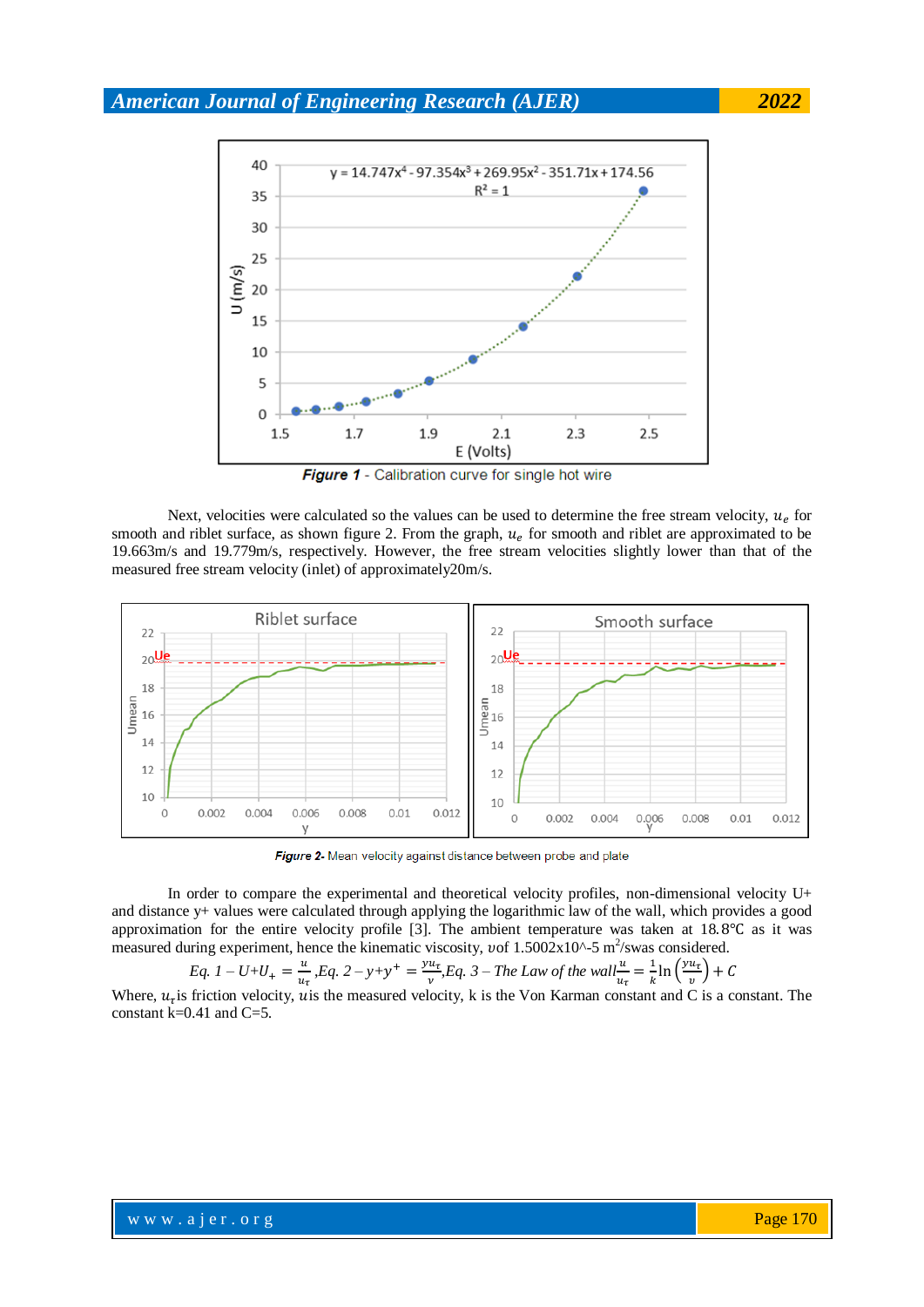*Figure 1* - Calibration curve for single hot wire

Next, velocities were calculated so the values can be used to determine the free stream velocity, $u_e$ for smooth and riblet surface, as shown figure 2. From the graph, $u_e$ for smooth and riblet are approximated to be 19.663m/s and 19.779m/s, respectively. However, the free stream velocities slightly lower than that of the measured free stream velocity (inlet) of approximately20m/s.

*Figure 2-* Mean velocity against distance between probe and plate

In order to compare the experimental and theoretical velocity profiles, non-dimensional velocity U+ and distance y+ values were calculated through applying the logarithmic law of the wall, which provides a good approximation for the entire velocity profile [3]. The ambient temperature was taken at 18.8℃ as it was measured during experiment, hence the kinematic viscosity, $\upsilon$of 1.5002x10^-5 m$^2$/swas considered.

$$Eq.\ 1 - U{+}U_{+} = \frac{u}{u_\tau},Eq.\ 2 - y{+}y^{+} = \frac{yu_\tau}{\upsilon},Eq.\ 3 - The\ Law\ of\ the\ wall \frac{u}{u_\tau} = \frac{1}{k}\ln\left(\frac{yu_\tau}{\upsilon}\right) + C$$

Where, $u_\tau$is friction velocity, $u$is the measured velocity, k is the Von Karman constant and C is a constant. The constant k=0.41 and C=5.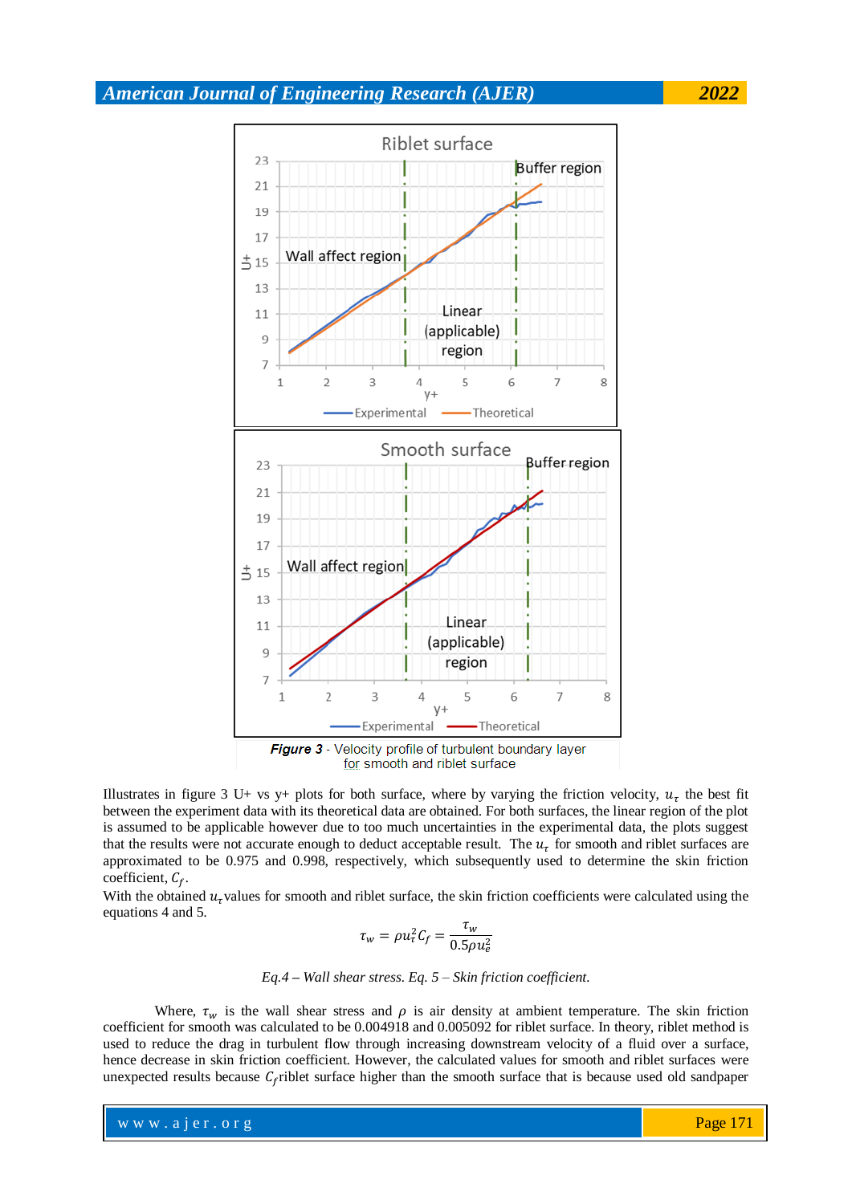**Figure 3** - Velocity profile of turbulent boundary layer for smooth and riblet surface

Illustrates in figure 3 U+ vs y+ plots for both surface, where by varying the friction velocity, $u_\tau$ the best fit between the experiment data with its theoretical data are obtained. For both surfaces, the linear region of the plot is assumed to be applicable however due to too much uncertainties in the experimental data, the plots suggest that the results were not accurate enough to deduct acceptable result. The $u_\tau$ for smooth and riblet surfaces are approximated to be 0.975 and 0.998, respectively, which subsequently used to determine the skin friction coefficient, $C_f$.

With the obtained $u_\tau$ values for smooth and riblet surface, the skin friction coefficients were calculated using the equations 4 and 5.

$$\tau_w = \rho u_\tau^2 C_f = \frac{\tau_w}{0.5\rho u_e^2}$$

*Eq.4 – Wall shear stress. Eq. 5 – Skin friction coefficient.*

Where, $\tau_w$ is the wall shear stress and $\rho$ is air density at ambient temperature. The skin friction coefficient for smooth was calculated to be 0.004918 and 0.005092 for riblet surface. In theory, riblet method is used to reduce the drag in turbulent flow through increasing downstream velocity of a fluid over a surface, hence decrease in skin friction coefficient. However, the calculated values for smooth and riblet surfaces were unexpected results because $C_f$ riblet surface higher than the smooth surface that is because used old sandpaper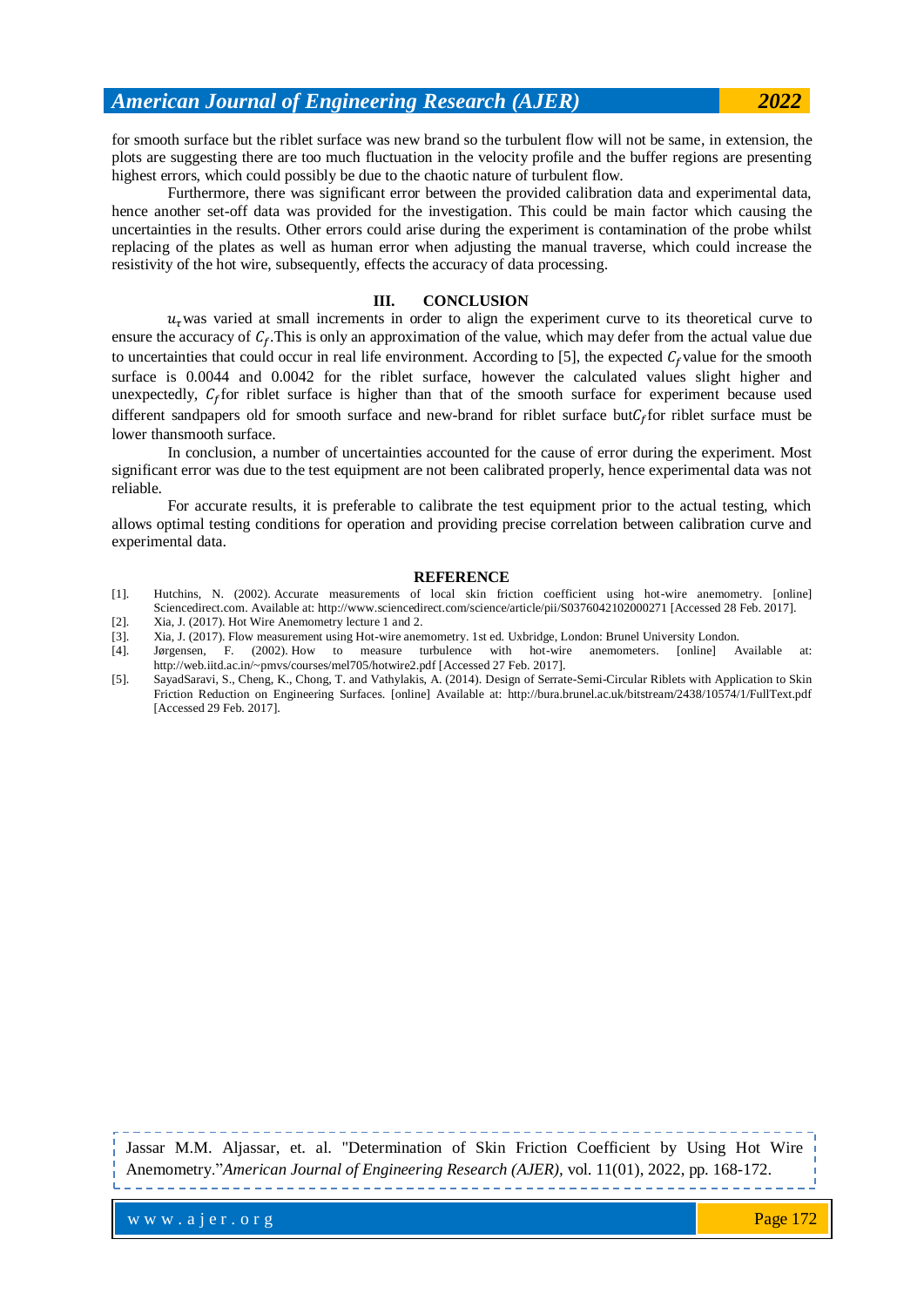for smooth surface but the riblet surface was new brand so the turbulent flow will not be same, in extension, the plots are suggesting there are too much fluctuation in the velocity profile and the buffer regions are presenting highest errors, which could possibly be due to the chaotic nature of turbulent flow.

Furthermore, there was significant error between the provided calibration data and experimental data, hence another set-off data was provided for the investigation. This could be main factor which causing the uncertainties in the results. Other errors could arise during the experiment is contamination of the probe whilst replacing of the plates as well as human error when adjusting the manual traverse, which could increase the resistivity of the hot wire, subsequently, effects the accuracy of data processing.

## III. CONCLUSION

$u_\tau$ was varied at small increments in order to align the experiment curve to its theoretical curve to ensure the accuracy of $C_f$. This is only an approximation of the value, which may defer from the actual value due to uncertainties that could occur in real life environment. According to [5], the expected $C_f$ value for the smooth surface is 0.0044 and 0.0042 for the riblet surface, however the calculated values slight higher and unexpectedly, $C_f$ for riblet surface is higher than that of the smooth surface for experiment because used different sandpapers old for smooth surface and new-brand for riblet surface but $C_f$ for riblet surface must be lower thansmooth surface.

In conclusion, a number of uncertainties accounted for the cause of error during the experiment. Most significant error was due to the test equipment are not been calibrated properly, hence experimental data was not reliable.

For accurate results, it is preferable to calibrate the test equipment prior to the actual testing, which allows optimal testing conditions for operation and providing precise correlation between calibration curve and experimental data.

## REFERENCE

[1]. Hutchins, N. (2002). Accurate measurements of local skin friction coefficient using hot-wire anemometry. [online] Sciencedirect.com. Available at: http://www.sciencedirect.com/science/article/pii/S0376042102000271 [Accessed 28 Feb. 2017].

[2]. Xia, J. (2017). Hot Wire Anemometry lecture 1 and 2.

[3]. Xia, J. (2017). Flow measurement using Hot-wire anemometry. 1st ed. Uxbridge, London: Brunel University London.

[4]. Jørgensen, F. (2002). How to measure turbulence with hot-wire anemometers. [online] Available at: http://web.iitd.ac.in/~pmvs/courses/mel705/hotwire2.pdf [Accessed 27 Feb. 2017].

[5]. SayadSaravi, S., Cheng, K., Chong, T. and Vathylakis, A. (2014). Design of Serrate-Semi-Circular Riblets with Application to Skin Friction Reduction on Engineering Surfaces. [online] Available at: http://bura.brunel.ac.uk/bitstream/2438/10574/1/FullText.pdf [Accessed 29 Feb. 2017].

Jassar M.M. Aljassar, et. al. "Determination of Skin Friction Coefficient by Using Hot Wire Anemometry."*American Journal of Engineering Research (AJER)*, vol. 11(01), 2022, pp. 168-172.